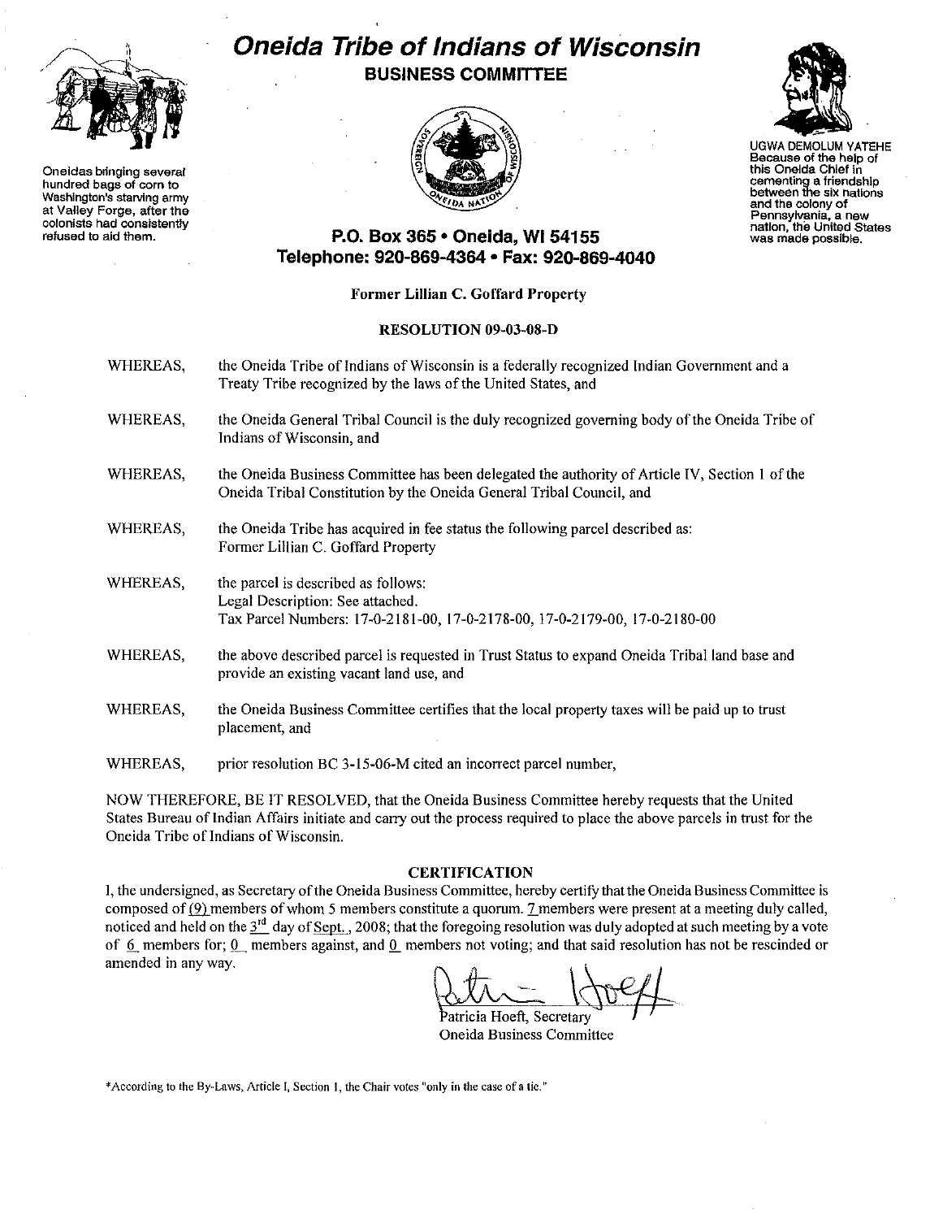# Oneida Tribe of Indians of Wisconsin

## BUSINESS COMMITTEE

Oneidas bringing several hundred bags of corn to Washington's starving army at Valley Forge, after the colonists had consistently refused to aid them.

UGWA DEMOLUM YATEHE
Because of the help of this Oneida Chief in cementing a friendship between the six nations and the colony of Pennsylvania, a new nation, the United States was made possible.

**P.O. Box 365 • Oneida, WI 54155**
**Telephone: 920-869-4364 • Fax: 920-869-4040**

**Former Lillian C. Goffard Property**

**RESOLUTION 09-03-08-D**

WHEREAS, the Oneida Tribe of Indians of Wisconsin is a federally recognized Indian Government and a Treaty Tribe recognized by the laws of the United States, and

WHEREAS, the Oneida General Tribal Council is the duly recognized governing body of the Oneida Tribe of Indians of Wisconsin, and

WHEREAS, the Oneida Business Committee has been delegated the authority of Article IV, Section 1 of the Oneida Tribal Constitution by the Oneida General Tribal Council, and

WHEREAS, the Oneida Tribe has acquired in fee status the following parcel described as: Former Lillian C. Goffard Property

WHEREAS, the parcel is described as follows:
Legal Description: See attached.
Tax Parcel Numbers: 17-0-2181-00, 17-0-2178-00, 17-0-2179-00, 17-0-2180-00

WHEREAS, the above described parcel is requested in Trust Status to expand Oneida Tribal land base and provide an existing vacant land use, and

WHEREAS, the Oneida Business Committee certifies that the local property taxes will be paid up to trust placement, and

WHEREAS, prior resolution BC 3-15-06-M cited an incorrect parcel number,

NOW THEREFORE, BE IT RESOLVED, that the Oneida Business Committee hereby requests that the United States Bureau of Indian Affairs initiate and carry out the process required to place the above parcels in trust for the Oneida Tribe of Indians of Wisconsin.

**CERTIFICATION**

I, the undersigned, as Secretary of the Oneida Business Committee, hereby certify that the Oneida Business Committee is composed of (9) members of whom 5 members constitute a quorum. 7 members were present at a meeting duly called, noticed and held on the 3rd day of Sept., 2008; that the foregoing resolution was duly adopted at such meeting by a vote of 6 members for; 0 members against, and 0 members not voting; and that said resolution has not be rescinded or amended in any way.

Patricia Hoeft, Secretary
Oneida Business Committee

*According to the By-Laws, Article I, Section 1, the Chair votes "only in the case of a tie."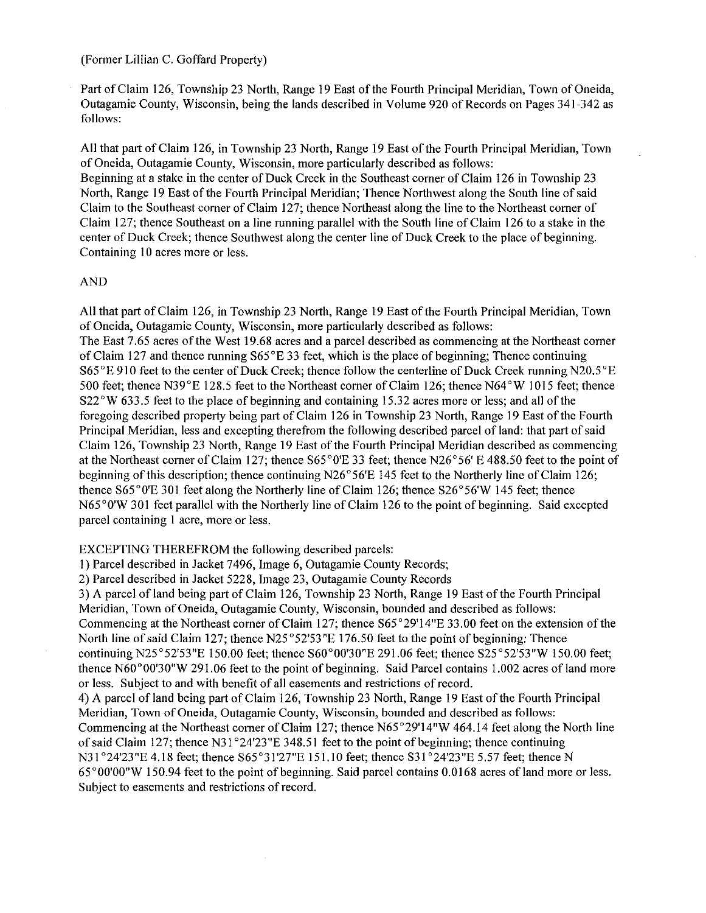(Former Lillian C. Goffard Property)

Part of Claim 126, Township 23 North, Range 19 East of the Fourth Principal Meridian, Town of Oneida, Outagamie County, Wisconsin, being the lands described in Volume 920 of Records on Pages 341-342 as follows:

All that part of Claim 126, in Township 23 North, Range 19 East of the Fourth Principal Meridian, Town of Oneida, Outagamie County, Wisconsin, more particularly described as follows:
Beginning at a stake in the center of Duck Creek in the Southeast corner of Claim 126 in Township 23 North, Range 19 East of the Fourth Principal Meridian; Thence Northwest along the South line of said Claim to the Southeast corner of Claim 127; thence Northeast along the line to the Northeast corner of Claim 127; thence Southeast on a line running parallel with the South line of Claim 126 to a stake in the center of Duck Creek; thence Southwest along the center line of Duck Creek to the place of beginning. Containing 10 acres more or less.

AND

All that part of Claim 126, in Township 23 North, Range 19 East of the Fourth Principal Meridian, Town of Oneida, Outagamie County, Wisconsin, more particularly described as follows:
The East 7.65 acres of the West 19.68 acres and a parcel described as commencing at the Northeast corner of Claim 127 and thence running S65°E 33 feet, which is the place of beginning; Thence continuing S65°E 910 feet to the center of Duck Creek; thence follow the centerline of Duck Creek running N20.5°E 500 feet; thence N39°E 128.5 feet to the Northeast corner of Claim 126; thence N64°W 1015 feet; thence S22°W 633.5 feet to the place of beginning and containing 15.32 acres more or less; and all of the foregoing described property being part of Claim 126 in Township 23 North, Range 19 East of the Fourth Principal Meridian, less and excepting therefrom the following described parcel of land: that part of said Claim 126, Township 23 North, Range 19 East of the Fourth Principal Meridian described as commencing at the Northeast corner of Claim 127; thence S65°0'E 33 feet; thence N26°56' E 488.50 feet to the point of beginning of this description; thence continuing N26°56'E 145 feet to the Northerly line of Claim 126; thence S65°0'E 301 feet along the Northerly line of Claim 126; thence S26°56'W 145 feet; thence N65°0'W 301 feet parallel with the Northerly line of Claim 126 to the point of beginning. Said excepted parcel containing 1 acre, more or less.

EXCEPTING THEREFROM the following described parcels:
1) Parcel described in Jacket 7496, Image 6, Outagamie County Records;
2) Parcel described in Jacket 5228, Image 23, Outagamie County Records
3) A parcel of land being part of Claim 126, Township 23 North, Range 19 East of the Fourth Principal Meridian, Town of Oneida, Outagamie County, Wisconsin, bounded and described as follows: Commencing at the Northeast corner of Claim 127; thence S65°29'14"E 33.00 feet on the extension of the North line of said Claim 127; thence N25°52'53"E 176.50 feet to the point of beginning; Thence continuing N25°52'53"E 150.00 feet; thence S60°00'30"E 291.06 feet; thence S25°52'53"W 150.00 feet; thence N60°00'30"W 291.06 feet to the point of beginning. Said Parcel contains 1.002 acres of land more or less. Subject to and with benefit of all easements and restrictions of record.
4) A parcel of land being part of Claim 126, Township 23 North, Range 19 East of the Fourth Principal Meridian, Town of Oneida, Outagamie County, Wisconsin, bounded and described as follows: Commencing at the Northeast corner of Claim 127; thence N65°29'14"W 464.14 feet along the North line of said Claim 127; thence N31°24'23"E 348.51 feet to the point of beginning; thence continuing N31°24'23"E 4.18 feet; thence S65°31'27"E 151.10 feet; thence S31°24'23"E 5.57 feet; thence N 65°00'00"W 150.94 feet to the point of beginning. Said parcel contains 0.0168 acres of land more or less. Subject to easements and restrictions of record.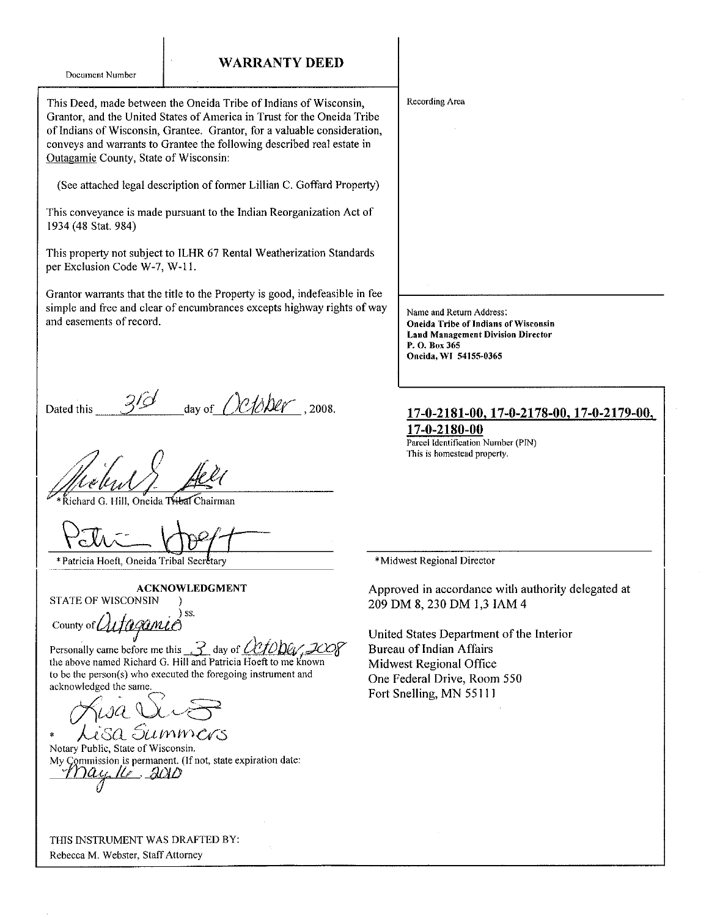Document Number

# WARRANTY DEED

This Deed, made between the Oneida Tribe of Indians of Wisconsin, Grantor, and the United States of America in Trust for the Oneida Tribe of Indians of Wisconsin, Grantee. Grantor, for a valuable consideration, conveys and warrants to Grantee the following described real estate in Outagamie County, State of Wisconsin:

(See attached legal description of former Lillian C. Goffard Property)

This conveyance is made pursuant to the Indian Reorganization Act of 1934 (48 Stat. 984)

This property not subject to ILHR 67 Rental Weatherization Standards per Exclusion Code W-7, W-11.

Grantor warrants that the title to the Property is good, indefeasible in fee simple and free and clear of encumbrances excepts highway rights of way and easements of record.

Recording Area

Name and Return Address:
**Oneida Tribe of Indians of Wisconsin**
**Land Management Division Director**
**P. O. Box 365**
**Oneida, WI 54155-0365**

Dated this 3rd day of October, 2008.

**17-0-2181-00, 17-0-2178-00, 17-0-2179-00, 17-0-2180-00**
Parcel Identification Number (PIN)
This is homestead property.

*Richard G. Hill, Oneida Tribal Chairman

*Patricia Hoeft, Oneida Tribal Secretary

*Midwest Regional Director

**ACKNOWLEDGMENT**

STATE OF WISCONSIN )
) ss.
County of Outagamie )

Personally came before me this 3 day of October, 2008 the above named Richard G. Hill and Patricia Hoeft to me known to be the person(s) who executed the foregoing instrument and acknowledged the same.

* Lisa Summers
Notary Public, State of Wisconsin.
My Commission is permanent. (If not, state expiration date: May 16, 2010

Approved in accordance with authority delegated at 209 DM 8, 230 DM 1,3 IAM 4

United States Department of the Interior
Bureau of Indian Affairs
Midwest Regional Office
One Federal Drive, Room 550
Fort Snelling, MN 55111

THIS INSTRUMENT WAS DRAFTED BY:
Rebecca M. Webster, Staff Attorney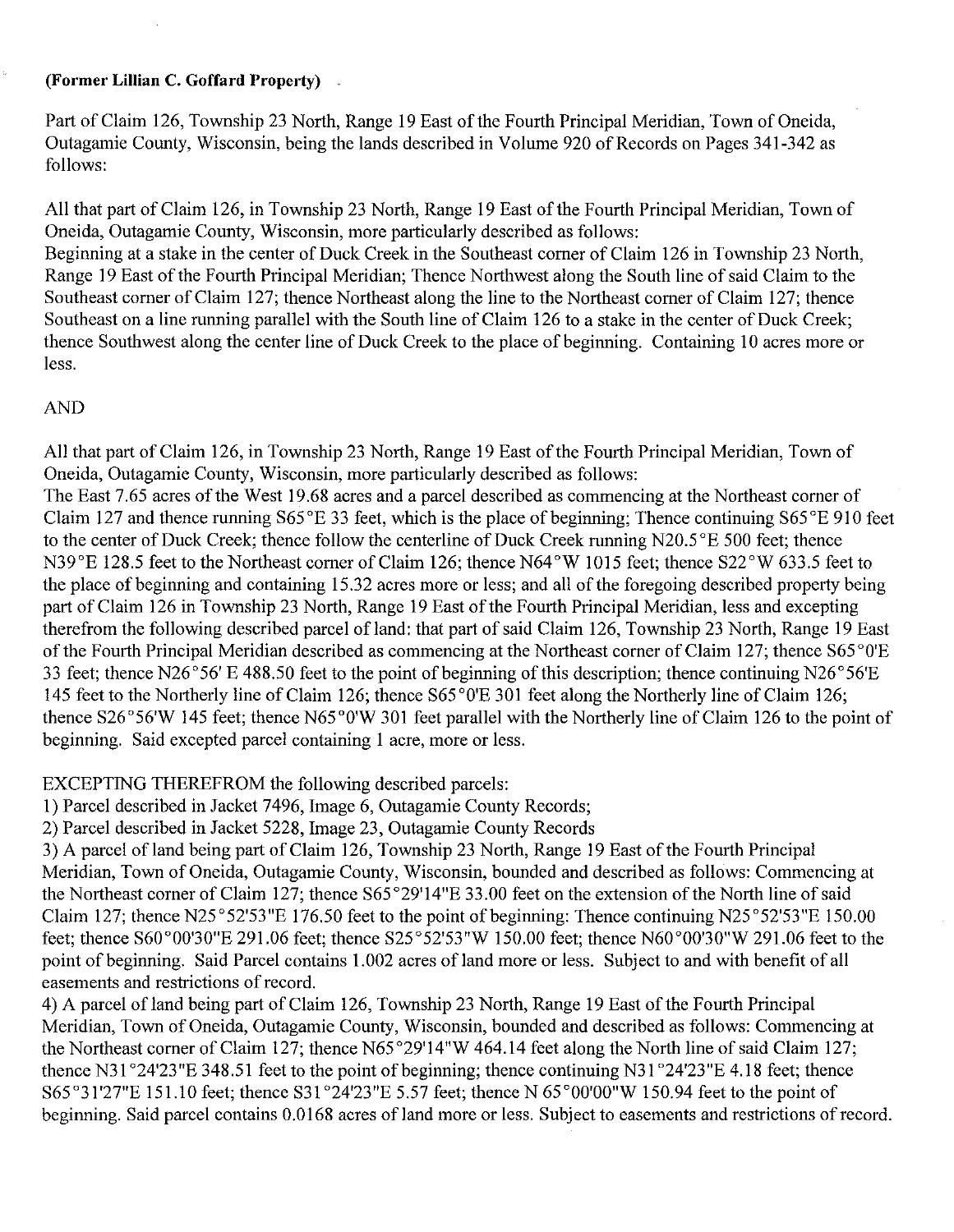**(Former Lillian C. Goffard Property)**

Part of Claim 126, Township 23 North, Range 19 East of the Fourth Principal Meridian, Town of Oneida, Outagamie County, Wisconsin, being the lands described in Volume 920 of Records on Pages 341-342 as follows:

All that part of Claim 126, in Township 23 North, Range 19 East of the Fourth Principal Meridian, Town of Oneida, Outagamie County, Wisconsin, more particularly described as follows:
Beginning at a stake in the center of Duck Creek in the Southeast corner of Claim 126 in Township 23 North, Range 19 East of the Fourth Principal Meridian; Thence Northwest along the South line of said Claim to the Southeast corner of Claim 127; thence Northeast along the line to the Northeast corner of Claim 127; thence Southeast on a line running parallel with the South line of Claim 126 to a stake in the center of Duck Creek; thence Southwest along the center line of Duck Creek to the place of beginning. Containing 10 acres more or less.

AND

All that part of Claim 126, in Township 23 North, Range 19 East of the Fourth Principal Meridian, Town of Oneida, Outagamie County, Wisconsin, more particularly described as follows:
The East 7.65 acres of the West 19.68 acres and a parcel described as commencing at the Northeast corner of Claim 127 and thence running S65°E 33 feet, which is the place of beginning; Thence continuing S65°E 910 feet to the center of Duck Creek; thence follow the centerline of Duck Creek running N20.5°E 500 feet; thence N39°E 128.5 feet to the Northeast corner of Claim 126; thence N64°W 1015 feet; thence S22°W 633.5 feet to the place of beginning and containing 15.32 acres more or less; and all of the foregoing described property being part of Claim 126 in Township 23 North, Range 19 East of the Fourth Principal Meridian, less and excepting therefrom the following described parcel of land: that part of said Claim 126, Township 23 North, Range 19 East of the Fourth Principal Meridian described as commencing at the Northeast corner of Claim 127; thence S65°0'E 33 feet; thence N26°56' E 488.50 feet to the point of beginning of this description; thence continuing N26°56'E 145 feet to the Northerly line of Claim 126; thence S65°0'E 301 feet along the Northerly line of Claim 126; thence S26°56'W 145 feet; thence N65°0'W 301 feet parallel with the Northerly line of Claim 126 to the point of beginning. Said excepted parcel containing 1 acre, more or less.

EXCEPTING THEREFROM the following described parcels:
1) Parcel described in Jacket 7496, Image 6, Outagamie County Records;
2) Parcel described in Jacket 5228, Image 23, Outagamie County Records
3) A parcel of land being part of Claim 126, Township 23 North, Range 19 East of the Fourth Principal Meridian, Town of Oneida, Outagamie County, Wisconsin, bounded and described as follows: Commencing at the Northeast corner of Claim 127; thence S65°29'14"E 33.00 feet on the extension of the North line of said Claim 127; thence N25°52'53"E 176.50 feet to the point of beginning: Thence continuing N25°52'53"E 150.00 feet; thence S60°00'30"E 291.06 feet; thence S25°52'53"W 150.00 feet; thence N60°00'30"W 291.06 feet to the point of beginning. Said Parcel contains 1.002 acres of land more or less. Subject to and with benefit of all easements and restrictions of record.
4) A parcel of land being part of Claim 126, Township 23 North, Range 19 East of the Fourth Principal Meridian, Town of Oneida, Outagamie County, Wisconsin, bounded and described as follows: Commencing at the Northeast corner of Claim 127; thence N65°29'14"W 464.14 feet along the North line of said Claim 127; thence N31°24'23"E 348.51 feet to the point of beginning; thence continuing N31°24'23"E 4.18 feet; thence S65°31'27"E 151.10 feet; thence S31°24'23"E 5.57 feet; thence N 65°00'00"W 150.94 feet to the point of beginning. Said parcel contains 0.0168 acres of land more or less. Subject to easements and restrictions of record.